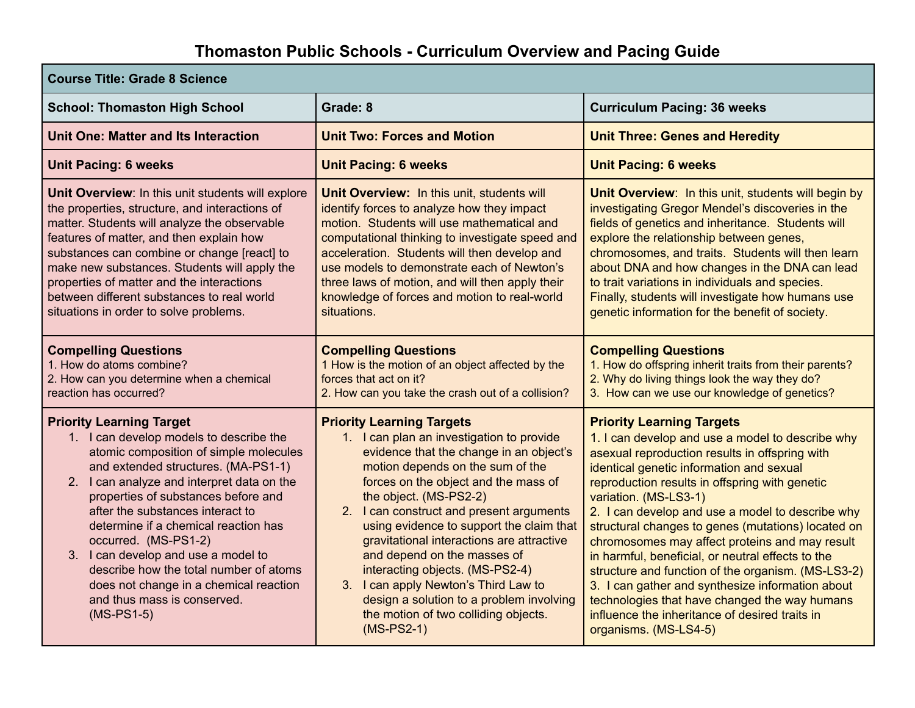# Thomaston Public Schools - Curriculum Overview and Pacing Guide

| **Course Title: Grade 8 Science** | | |
|---|---|---|
| **School: Thomaston High School** | **Grade: 8** | **Curriculum Pacing: 36 weeks** |
| **Unit One: Matter and Its Interaction** | **Unit Two: Forces and Motion** | **Unit Three: Genes and Heredity** |
| **Unit Pacing: 6 weeks** | **Unit Pacing: 6 weeks** | **Unit Pacing: 6 weeks** |
| **Unit Overview**: In this unit students will explore the properties, structure, and interactions of matter. Students will analyze the observable features of matter, and then explain how substances can combine or change [react] to make new substances. Students will apply the properties of matter and the interactions between different substances to real world situations in order to solve problems. | **Unit Overview:** In this unit, students will identify forces to analyze how they impact motion. Students will use mathematical and computational thinking to investigate speed and acceleration. Students will then develop and use models to demonstrate each of Newton's three laws of motion, and will then apply their knowledge of forces and motion to real-world situations. | **Unit Overview**: In this unit, students will begin by investigating Gregor Mendel's discoveries in the fields of genetics and inheritance. Students will explore the relationship between genes, chromosomes, and traits. Students will then learn about DNA and how changes in the DNA can lead to trait variations in individuals and species. Finally, students will investigate how humans use genetic information for the benefit of society. |
| **Compelling Questions**<br>1. How do atoms combine?<br>2. How can you determine when a chemical reaction has occurred? | **Compelling Questions**<br>1 How is the motion of an object affected by the forces that act on it?<br>2. How can you take the crash out of a collision? | **Compelling Questions**<br>1. How do offspring inherit traits from their parents?<br>2. Why do living things look the way they do?<br>3. How can we use our knowledge of genetics? |
| **Priority Learning Target**<br>1. I can develop models to describe the atomic composition of simple molecules and extended structures. (MA-PS1-1)<br>2. I can analyze and interpret data on the properties of substances before and after the substances interact to determine if a chemical reaction has occurred. (MS-PS1-2)<br>3. I can develop and use a model to describe how the total number of atoms does not change in a chemical reaction and thus mass is conserved. (MS-PS1-5) | **Priority Learning Targets**<br>1. I can plan an investigation to provide evidence that the change in an object's motion depends on the sum of the forces on the object and the mass of the object. (MS-PS2-2)<br>2. I can construct and present arguments using evidence to support the claim that gravitational interactions are attractive and depend on the masses of interacting objects. (MS-PS2-4)<br>3. I can apply Newton's Third Law to design a solution to a problem involving the motion of two colliding objects. (MS-PS2-1) | **Priority Learning Targets**<br>1. I can develop and use a model to describe why asexual reproduction results in offspring with identical genetic information and sexual reproduction results in offspring with genetic variation. (MS-LS3-1)<br>2. I can develop and use a model to describe why structural changes to genes (mutations) located on chromosomes may affect proteins and may result in harmful, beneficial, or neutral effects to the structure and function of the organism. (MS-LS3-2)<br>3. I can gather and synthesize information about technologies that have changed the way humans influence the inheritance of desired traits in organisms. (MS-LS4-5) |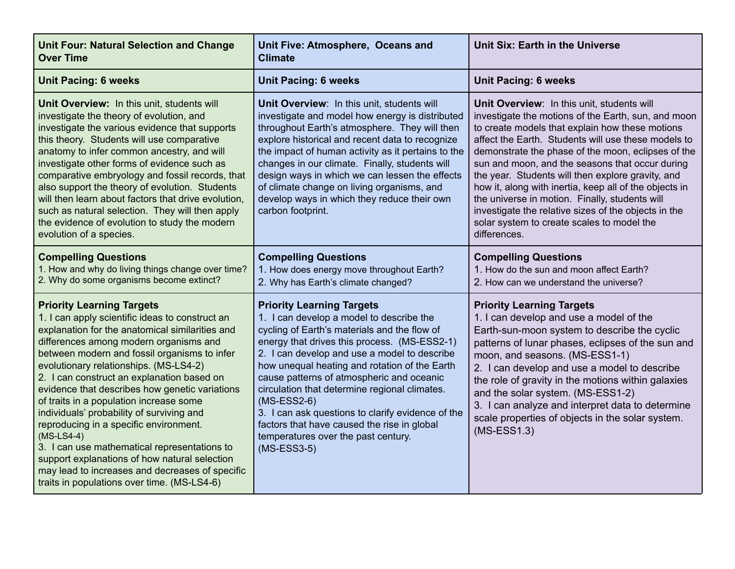| **Unit Four: Natural Selection and Change Over Time** | **Unit Five: Atmosphere, Oceans and Climate** | **Unit Six: Earth in the Universe** |
|---|---|---|
| **Unit Pacing: 6 weeks** | **Unit Pacing: 6 weeks** | **Unit Pacing: 6 weeks** |
| **Unit Overview:** In this unit, students will investigate the theory of evolution, and investigate the various evidence that supports this theory. Students will use comparative anatomy to infer common ancestry, and will investigate other forms of evidence such as comparative embryology and fossil records, that also support the theory of evolution. Students will then learn about factors that drive evolution, such as natural selection. They will then apply the evidence of evolution to study the modern evolution of a species. | **Unit Overview**: In this unit, students will investigate and model how energy is distributed throughout Earth's atmosphere. They will then explore historical and recent data to recognize the impact of human activity as it pertains to the changes in our climate. Finally, students will design ways in which we can lessen the effects of climate change on living organisms, and develop ways in which they reduce their own carbon footprint. | **Unit Overview**: In this unit, students will investigate the motions of the Earth, sun, and moon to create models that explain how these motions affect the Earth. Students will use these models to demonstrate the phase of the moon, eclipses of the sun and moon, and the seasons that occur during the year. Students will then explore gravity, and how it, along with inertia, keep all of the objects in the universe in motion. Finally, students will investigate the relative sizes of the objects in the solar system to create scales to model the differences. |
| **Compelling Questions**<br>1. How and why do living things change over time?<br>2. Why do some organisms become extinct? | **Compelling Questions**<br>1. How does energy move throughout Earth?<br>2. Why has Earth's climate changed? | **Compelling Questions**<br>1. How do the sun and moon affect Earth?<br>2. How can we understand the universe? |
| **Priority Learning Targets**<br>1. I can apply scientific ideas to construct an explanation for the anatomical similarities and differences among modern organisms and between modern and fossil organisms to infer evolutionary relationships. (MS-LS4-2)<br>2. I can construct an explanation based on evidence that describes how genetic variations of traits in a population increase some individuals' probability of surviving and reproducing in a specific environment. (MS-LS4-4)<br>3. I can use mathematical representations to support explanations of how natural selection may lead to increases and decreases of specific traits in populations over time. (MS-LS4-6) | **Priority Learning Targets**<br>1. I can develop a model to describe the cycling of Earth's materials and the flow of energy that drives this process. (MS-ESS2-1)<br>2. I can develop and use a model to describe how unequal heating and rotation of the Earth cause patterns of atmospheric and oceanic circulation that determine regional climates. (MS-ESS2-6)<br>3. I can ask questions to clarify evidence of the factors that have caused the rise in global temperatures over the past century. (MS-ESS3-5) | **Priority Learning Targets**<br>1. I can develop and use a model of the Earth-sun-moon system to describe the cyclic patterns of lunar phases, eclipses of the sun and moon, and seasons. (MS-ESS1-1)<br>2. I can develop and use a model to describe the role of gravity in the motions within galaxies and the solar system. (MS-ESS1-2)<br>3. I can analyze and interpret data to determine scale properties of objects in the solar system. (MS-ESS1.3) |